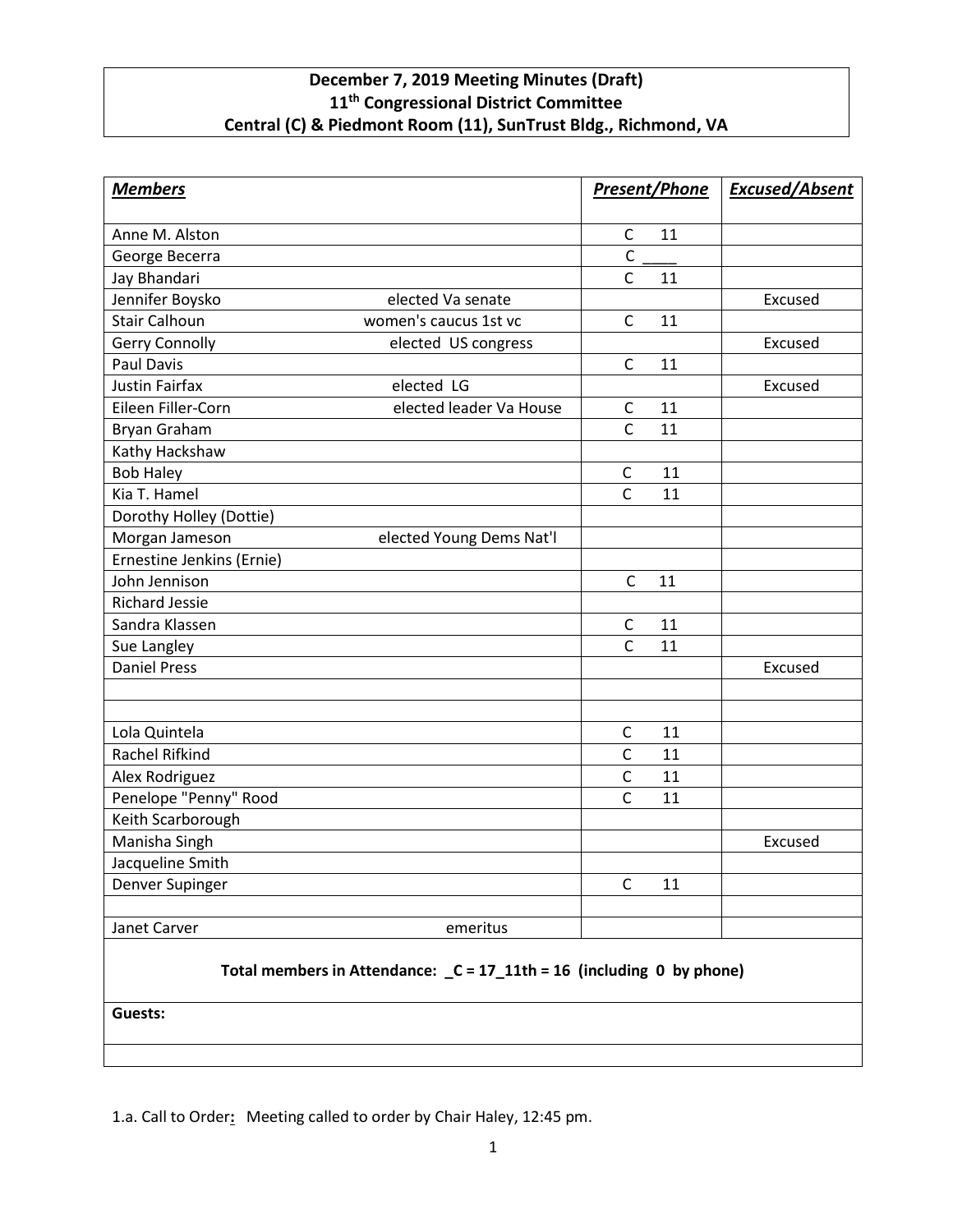**December 7, 2019 Meeting Minutes (Draft)**
**11th Congressional District Committee**
**Central (C) & Piedmont Room (11), SunTrust Bldg., Richmond, VA**

| ***Members*** | | ***Present/Phone*** | ***Excused/Absent*** |
|---|---|---|---|
| Anne M. Alston | | C 11 | |
| George Becerra | | C ____ | |
| Jay Bhandari | | C 11 | |
| Jennifer Boysko | elected Va senate | | Excused |
| Stair Calhoun | women's caucus 1st vc | C 11 | |
| Gerry Connolly | elected US congress | | Excused |
| Paul Davis | | C 11 | |
| Justin Fairfax | elected LG | | Excused |
| Eileen Filler-Corn | elected leader Va House | C 11 | |
| Bryan Graham | | C 11 | |
| Kathy Hackshaw | | | |
| Bob Haley | | C 11 | |
| Kia T. Hamel | | C 11 | |
| Dorothy Holley (Dottie) | | | |
| Morgan Jameson | elected Young Dems Nat'l | | |
| Ernestine Jenkins (Ernie) | | | |
| John Jennison | | C 11 | |
| Richard Jessie | | | |
| Sandra Klassen | | C 11 | |
| Sue Langley | | C 11 | |
| Daniel Press | | | Excused |
| | | | |
| | | | |
| Lola Quintela | | C 11 | |
| Rachel Rifkind | | C 11 | |
| Alex Rodriguez | | C 11 | |
| Penelope "Penny" Rood | | C 11 | |
| Keith Scarborough | | | |
| Manisha Singh | | | Excused |
| Jacqueline Smith | | | |
| Denver Supinger | | C 11 | |
| | | | |
| Janet Carver | emeritus | | |
| **Total members in Attendance: _C = 17_11th = 16 (including 0 by phone)** | | | |
| **Guests:** | | | |
| | | | |

1.a. Call to Order**:** Meeting called to order by Chair Haley, 12:45 pm.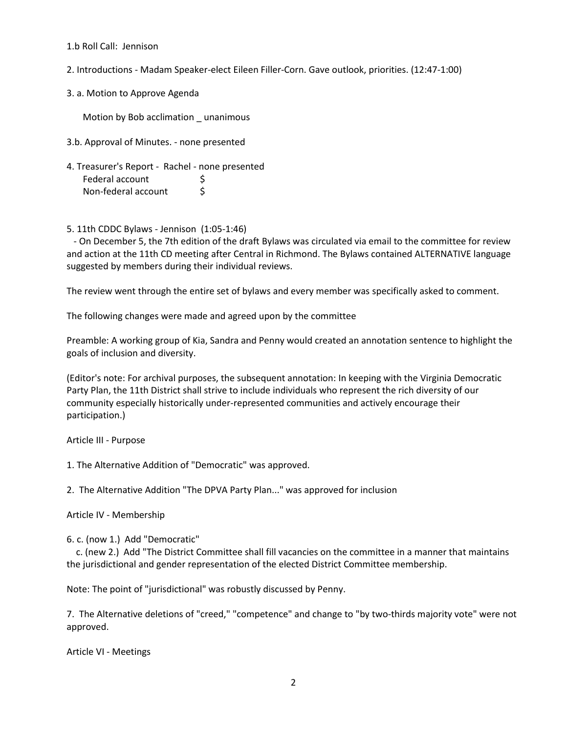1.b Roll Call:  Jennison

2. Introductions - Madam Speaker-elect Eileen Filler-Corn. Gave outlook, priorities. (12:47-1:00)

3. a. Motion to Approve Agenda

Motion by Bob acclimation _ unanimous

3.b. Approval of Minutes. - none presented

4. Treasurer's Report -  Rachel - none presented

| | |
|---|---|
| Federal account | $ |
| Non-federal account | $ |

5. 11th CDDC Bylaws - Jennison  (1:05-1:46)

- On December 5, the 7th edition of the draft Bylaws was circulated via email to the committee for review and action at the 11th CD meeting after Central in Richmond. The Bylaws contained ALTERNATIVE language suggested by members during their individual reviews.

The review went through the entire set of bylaws and every member was specifically asked to comment.

The following changes were made and agreed upon by the committee

Preamble: A working group of Kia, Sandra and Penny would created an annotation sentence to highlight the goals of inclusion and diversity.

(Editor's note: For archival purposes, the subsequent annotation: In keeping with the Virginia Democratic Party Plan, the 11th District shall strive to include individuals who represent the rich diversity of our community especially historically under-represented communities and actively encourage their participation.)

Article III - Purpose

1. The Alternative Addition of "Democratic" was approved.

2. The Alternative Addition "The DPVA Party Plan..." was approved for inclusion

Article IV - Membership

6. c. (now 1.)  Add "Democratic"

c. (new 2.)  Add "The District Committee shall fill vacancies on the committee in a manner that maintains the jurisdictional and gender representation of the elected District Committee membership.

Note: The point of "jurisdictional" was robustly discussed by Penny.

7. The Alternative deletions of "creed," "competence" and change to "by two-thirds majority vote" were not approved.

Article VI - Meetings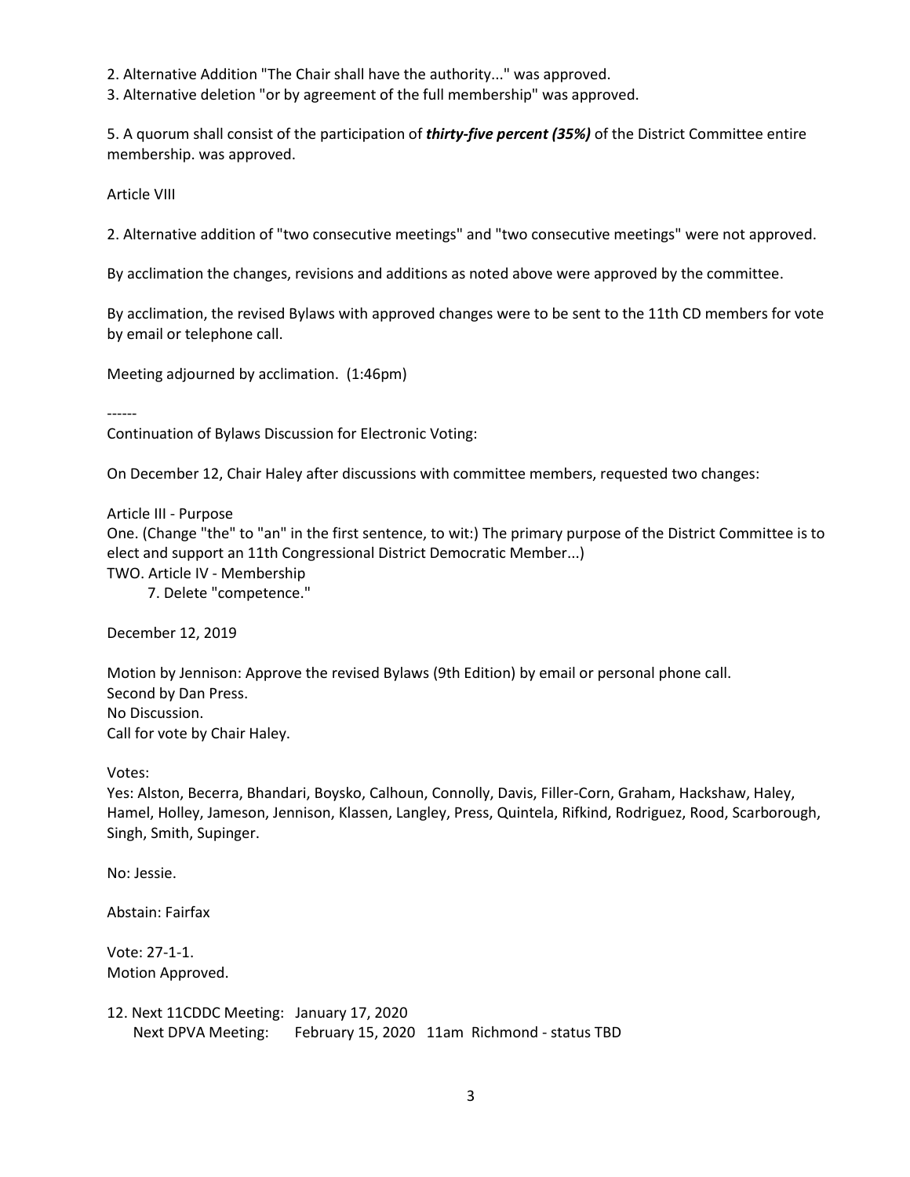2. Alternative Addition "The Chair shall have the authority..." was approved.
3. Alternative deletion "or by agreement of the full membership" was approved.

5. A quorum shall consist of the participation of ***thirty-five percent (35%)*** of the District Committee entire membership. was approved.

Article VIII

2. Alternative addition of "two consecutive meetings" and "two consecutive meetings" were not approved.

By acclimation the changes, revisions and additions as noted above were approved by the committee.

By acclimation, the revised Bylaws with approved changes were to be sent to the 11th CD members for vote by email or telephone call.

Meeting adjourned by acclimation. (1:46pm)

------

Continuation of Bylaws Discussion for Electronic Voting:

On December 12, Chair Haley after discussions with committee members, requested two changes:

Article III - Purpose
One. (Change "the" to "an" in the first sentence, to wit:) The primary purpose of the District Committee is to elect and support an 11th Congressional District Democratic Member...)
TWO. Article IV - Membership
    7. Delete "competence."

December 12, 2019

Motion by Jennison: Approve the revised Bylaws (9th Edition) by email or personal phone call.
Second by Dan Press.
No Discussion.
Call for vote by Chair Haley.

Votes:
Yes: Alston, Becerra, Bhandari, Boysko, Calhoun, Connolly, Davis, Filler-Corn, Graham, Hackshaw, Haley, Hamel, Holley, Jameson, Jennison, Klassen, Langley, Press, Quintela, Rifkind, Rodriguez, Rood, Scarborough, Singh, Smith, Supinger.

No: Jessie.

Abstain: Fairfax

Vote: 27-1-1.
Motion Approved.

12. Next 11CDDC Meeting: January 17, 2020
    Next DPVA Meeting: February 15, 2020 11am Richmond - status TBD